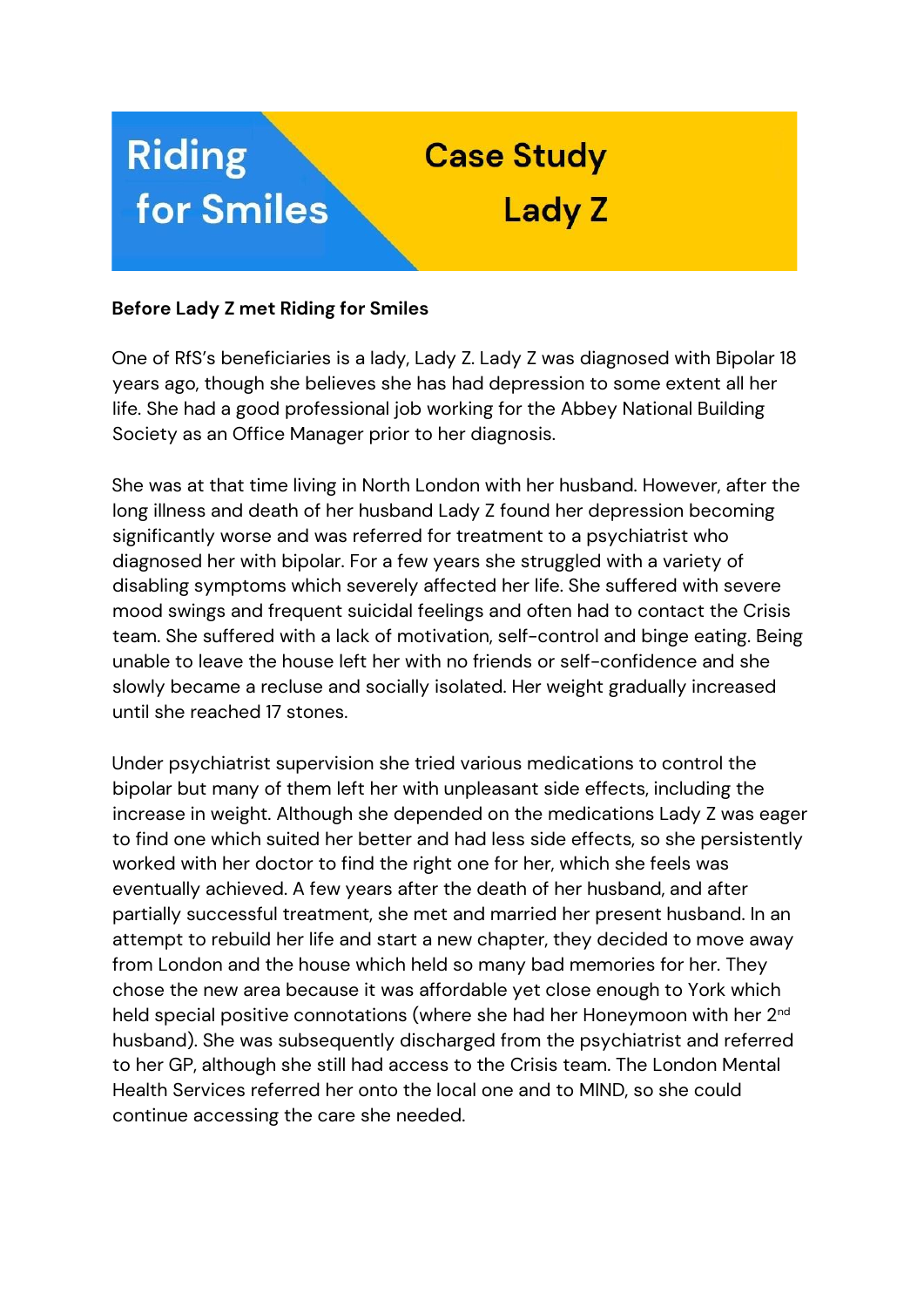# Riding for Smiles

# Case Study Lady Z

**Before Lady Z met Riding for Smiles**

One of RfS's beneficiaries is a lady, Lady Z. Lady Z was diagnosed with Bipolar 18 years ago, though she believes she has had depression to some extent all her life. She had a good professional job working for the Abbey National Building Society as an Office Manager prior to her diagnosis.

She was at that time living in North London with her husband. However, after the long illness and death of her husband Lady Z found her depression becoming significantly worse and was referred for treatment to a psychiatrist who diagnosed her with bipolar. For a few years she struggled with a variety of disabling symptoms which severely affected her life. She suffered with severe mood swings and frequent suicidal feelings and often had to contact the Crisis team. She suffered with a lack of motivation, self-control and binge eating. Being unable to leave the house left her with no friends or self-confidence and she slowly became a recluse and socially isolated. Her weight gradually increased until she reached 17 stones.

Under psychiatrist supervision she tried various medications to control the bipolar but many of them left her with unpleasant side effects, including the increase in weight. Although she depended on the medications Lady Z was eager to find one which suited her better and had less side effects, so she persistently worked with her doctor to find the right one for her, which she feels was eventually achieved. A few years after the death of her husband, and after partially successful treatment, she met and married her present husband. In an attempt to rebuild her life and start a new chapter, they decided to move away from London and the house which held so many bad memories for her. They chose the new area because it was affordable yet close enough to York which held special positive connotations (where she had her Honeymoon with her 2nd husband). She was subsequently discharged from the psychiatrist and referred to her GP, although she still had access to the Crisis team. The London Mental Health Services referred her onto the local one and to MIND, so she could continue accessing the care she needed.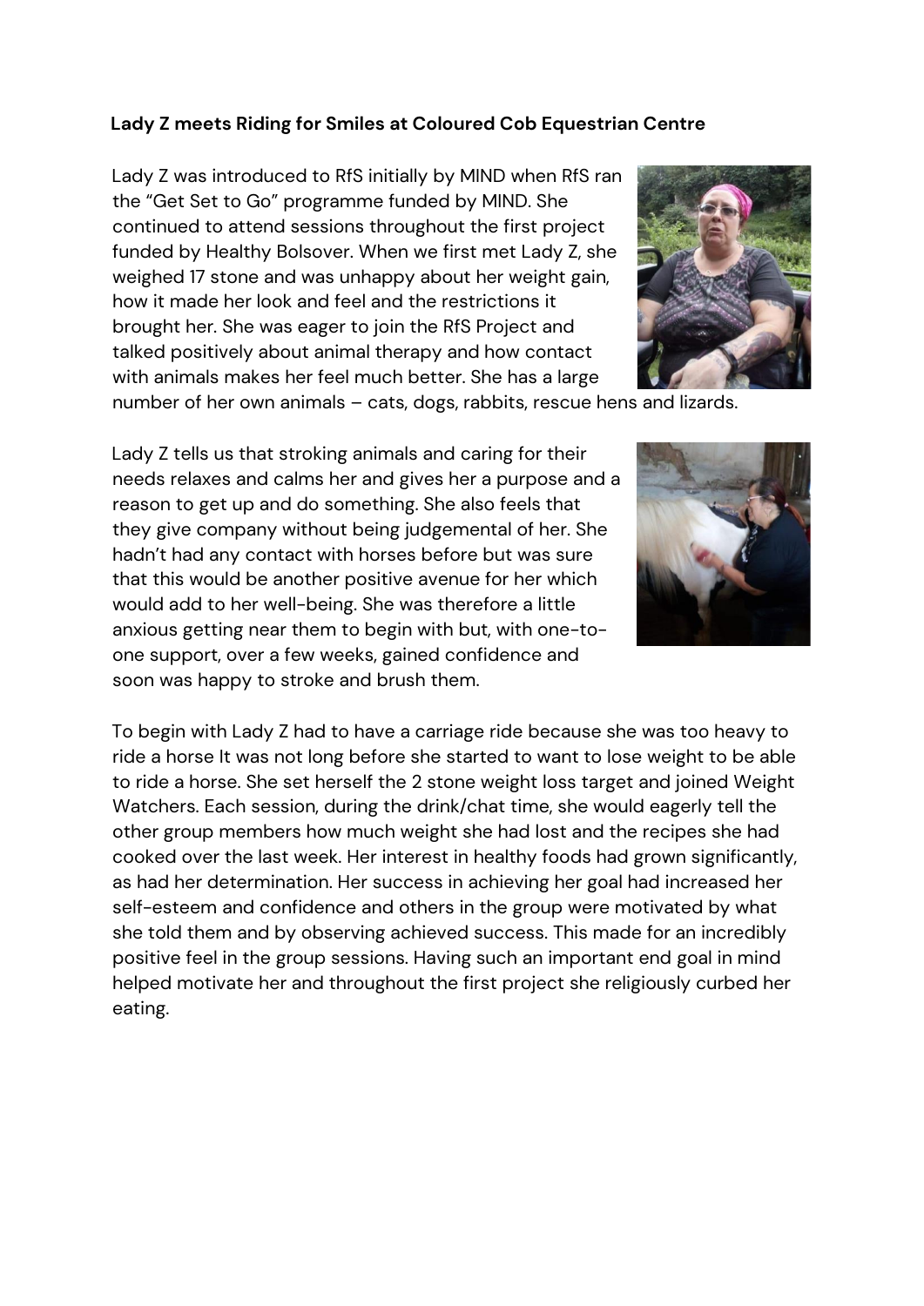**Lady Z meets Riding for Smiles at Coloured Cob Equestrian Centre**

Lady Z was introduced to RfS initially by MIND when RfS ran the "Get Set to Go" programme funded by MIND. She continued to attend sessions throughout the first project funded by Healthy Bolsover. When we first met Lady Z, she weighed 17 stone and was unhappy about her weight gain, how it made her look and feel and the restrictions it brought her. She was eager to join the RfS Project and talked positively about animal therapy and how contact with animals makes her feel much better. She has a large number of her own animals – cats, dogs, rabbits, rescue hens and lizards.

Lady Z tells us that stroking animals and caring for their needs relaxes and calms her and gives her a purpose and a reason to get up and do something. She also feels that they give company without being judgemental of her. She hadn't had any contact with horses before but was sure that this would be another positive avenue for her which would add to her well-being. She was therefore a little anxious getting near them to begin with but, with one-to-one support, over a few weeks, gained confidence and soon was happy to stroke and brush them.

To begin with Lady Z had to have a carriage ride because she was too heavy to ride a horse It was not long before she started to want to lose weight to be able to ride a horse. She set herself the 2 stone weight loss target and joined Weight Watchers. Each session, during the drink/chat time, she would eagerly tell the other group members how much weight she had lost and the recipes she had cooked over the last week. Her interest in healthy foods had grown significantly, as had her determination. Her success in achieving her goal had increased her self-esteem and confidence and others in the group were motivated by what she told them and by observing achieved success. This made for an incredibly positive feel in the group sessions. Having such an important end goal in mind helped motivate her and throughout the first project she religiously curbed her eating.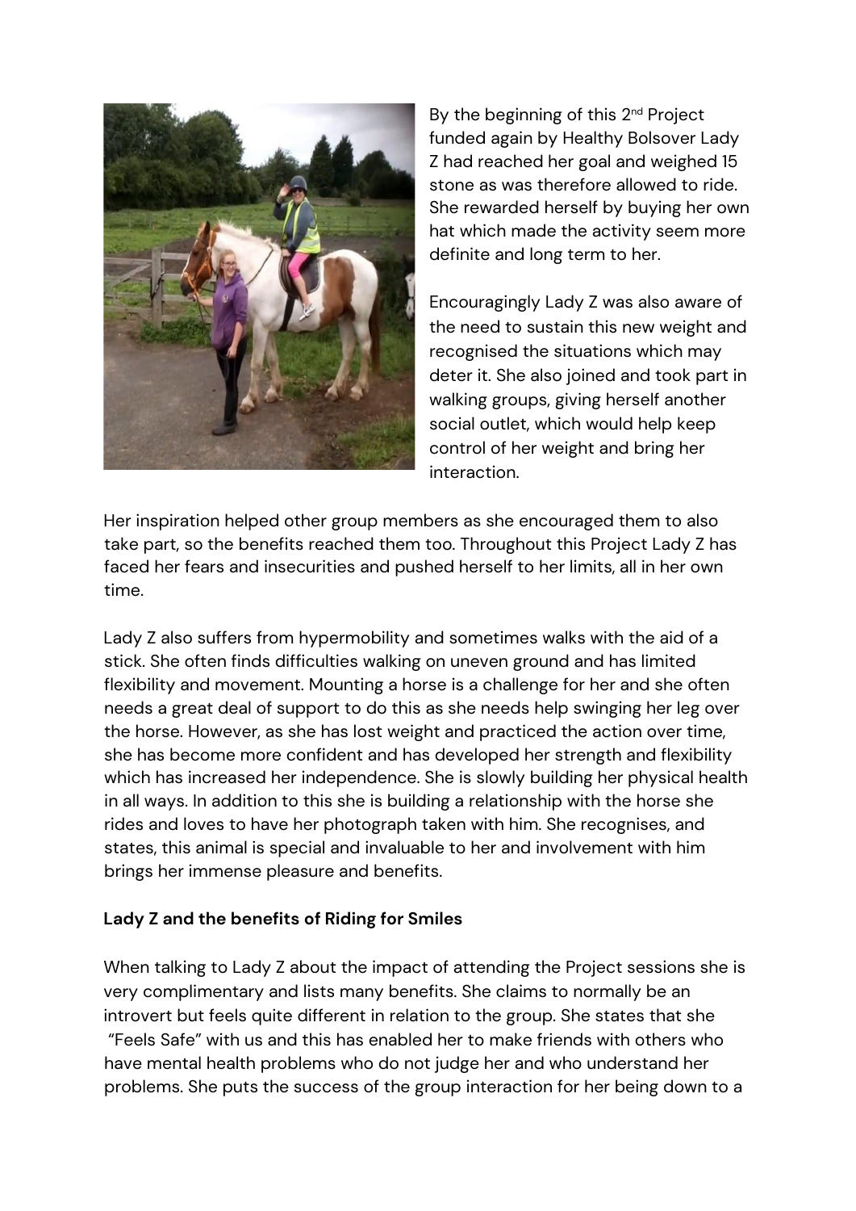By the beginning of this 2nd Project funded again by Healthy Bolsover Lady Z had reached her goal and weighed 15 stone as was therefore allowed to ride. She rewarded herself by buying her own hat which made the activity seem more definite and long term to her.

Encouragingly Lady Z was also aware of the need to sustain this new weight and recognised the situations which may deter it. She also joined and took part in walking groups, giving herself another social outlet, which would help keep control of her weight and bring her interaction.

Her inspiration helped other group members as she encouraged them to also take part, so the benefits reached them too. Throughout this Project Lady Z has faced her fears and insecurities and pushed herself to her limits, all in her own time.

Lady Z also suffers from hypermobility and sometimes walks with the aid of a stick. She often finds difficulties walking on uneven ground and has limited flexibility and movement. Mounting a horse is a challenge for her and she often needs a great deal of support to do this as she needs help swinging her leg over the horse. However, as she has lost weight and practiced the action over time, she has become more confident and has developed her strength and flexibility which has increased her independence. She is slowly building her physical health in all ways. In addition to this she is building a relationship with the horse she rides and loves to have her photograph taken with him. She recognises, and states, this animal is special and invaluable to her and involvement with him brings her immense pleasure and benefits.

**Lady Z and the benefits of Riding for Smiles**

When talking to Lady Z about the impact of attending the Project sessions she is very complimentary and lists many benefits. She claims to normally be an introvert but feels quite different in relation to the group. She states that she "Feels Safe" with us and this has enabled her to make friends with others who have mental health problems who do not judge her and who understand her problems. She puts the success of the group interaction for her being down to a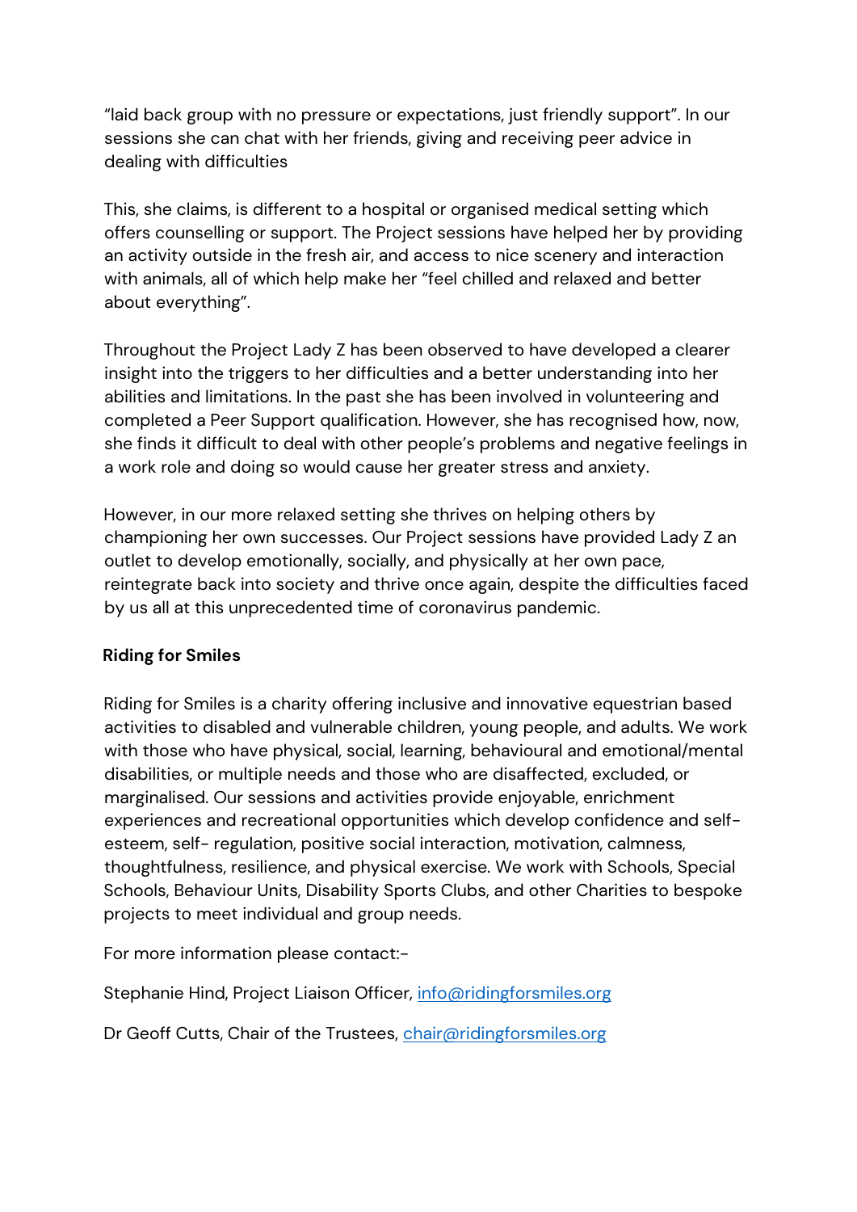"laid back group with no pressure or expectations, just friendly support". In our sessions she can chat with her friends, giving and receiving peer advice in dealing with difficulties

This, she claims, is different to a hospital or organised medical setting which offers counselling or support. The Project sessions have helped her by providing an activity outside in the fresh air, and access to nice scenery and interaction with animals, all of which help make her "feel chilled and relaxed and better about everything".

Throughout the Project Lady Z has been observed to have developed a clearer insight into the triggers to her difficulties and a better understanding into her abilities and limitations. In the past she has been involved in volunteering and completed a Peer Support qualification. However, she has recognised how, now, she finds it difficult to deal with other people's problems and negative feelings in a work role and doing so would cause her greater stress and anxiety.

However, in our more relaxed setting she thrives on helping others by championing her own successes. Our Project sessions have provided Lady Z an outlet to develop emotionally, socially, and physically at her own pace, reintegrate back into society and thrive once again, despite the difficulties faced by us all at this unprecedented time of coronavirus pandemic.

**Riding for Smiles**

Riding for Smiles is a charity offering inclusive and innovative equestrian based activities to disabled and vulnerable children, young people, and adults. We work with those who have physical, social, learning, behavioural and emotional/mental disabilities, or multiple needs and those who are disaffected, excluded, or marginalised. Our sessions and activities provide enjoyable, enrichment experiences and recreational opportunities which develop confidence and self-esteem, self- regulation, positive social interaction, motivation, calmness, thoughtfulness, resilience, and physical exercise. We work with Schools, Special Schools, Behaviour Units, Disability Sports Clubs, and other Charities to bespoke projects to meet individual and group needs.

For more information please contact:-

Stephanie Hind, Project Liaison Officer, info@ridingforsmiles.org

Dr Geoff Cutts, Chair of the Trustees, chair@ridingforsmiles.org